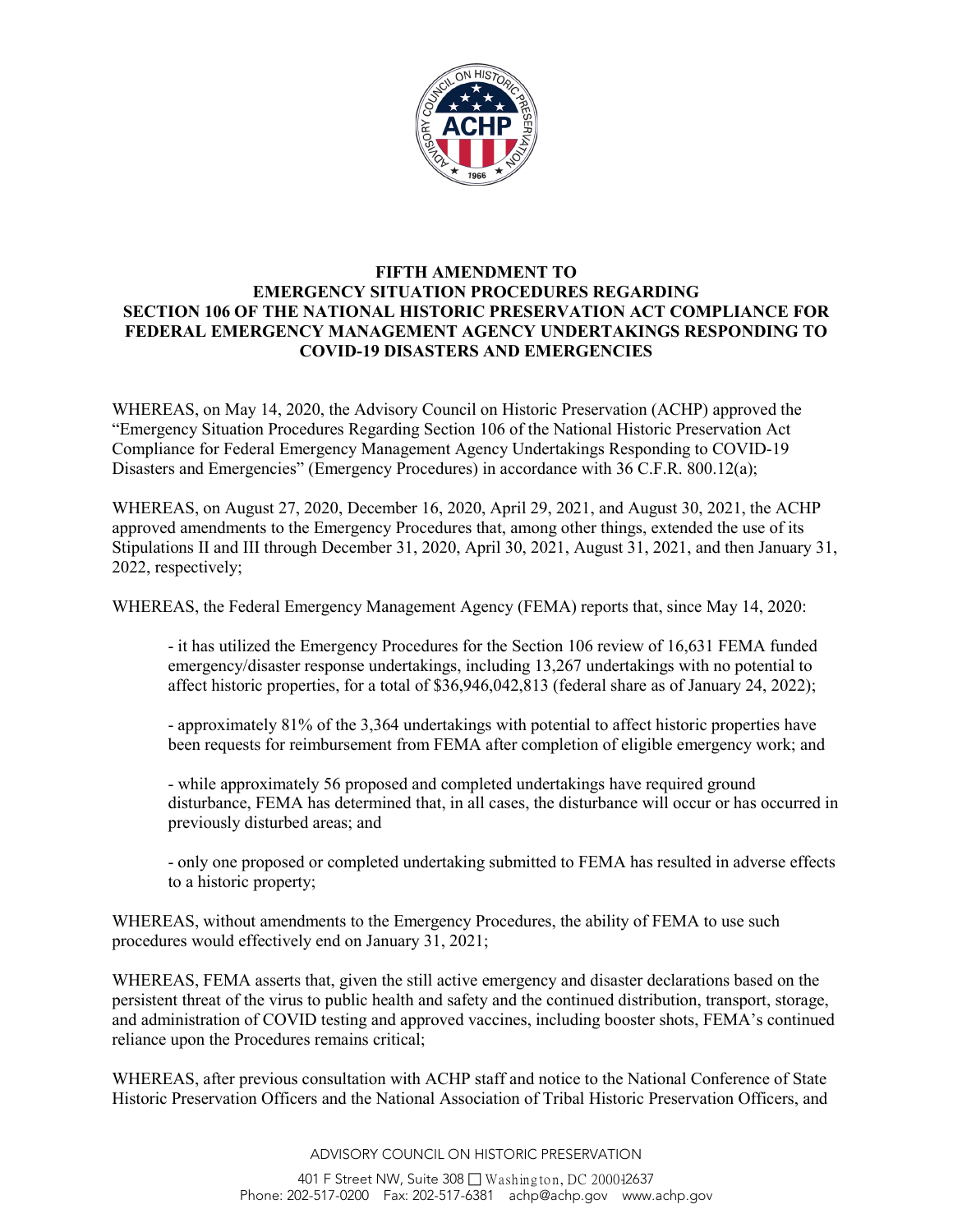# FIFTH AMENDMENT TO EMERGENCY SITUATION PROCEDURES REGARDING SECTION 106 OF THE NATIONAL HISTORIC PRESERVATION ACT COMPLIANCE FOR FEDERAL EMERGENCY MANAGEMENT AGENCY UNDERTAKINGS RESPONDING TO COVID-19 DISASTERS AND EMERGENCIES

WHEREAS, on May 14, 2020, the Advisory Council on Historic Preservation (ACHP) approved the "Emergency Situation Procedures Regarding Section 106 of the National Historic Preservation Act Compliance for Federal Emergency Management Agency Undertakings Responding to COVID-19 Disasters and Emergencies" (Emergency Procedures) in accordance with 36 C.F.R. 800.12(a);

WHEREAS, on August 27, 2020, December 16, 2020, April 29, 2021, and August 30, 2021, the ACHP approved amendments to the Emergency Procedures that, among other things, extended the use of its Stipulations II and III through December 31, 2020, April 30, 2021, August 31, 2021, and then January 31, 2022, respectively;

WHEREAS, the Federal Emergency Management Agency (FEMA) reports that, since May 14, 2020:

- it has utilized the Emergency Procedures for the Section 106 review of 16,631 FEMA funded emergency/disaster response undertakings, including 13,267 undertakings with no potential to affect historic properties, for a total of $36,946,042,813 (federal share as of January 24, 2022);

- approximately 81% of the 3,364 undertakings with potential to affect historic properties have been requests for reimbursement from FEMA after completion of eligible emergency work; and

- while approximately 56 proposed and completed undertakings have required ground disturbance, FEMA has determined that, in all cases, the disturbance will occur or has occurred in previously disturbed areas; and

- only one proposed or completed undertaking submitted to FEMA has resulted in adverse effects to a historic property;

WHEREAS, without amendments to the Emergency Procedures, the ability of FEMA to use such procedures would effectively end on January 31, 2021;

WHEREAS, FEMA asserts that, given the still active emergency and disaster declarations based on the persistent threat of the virus to public health and safety and the continued distribution, transport, storage, and administration of COVID testing and approved vaccines, including booster shots, FEMA's continued reliance upon the Procedures remains critical;

WHEREAS, after previous consultation with ACHP staff and notice to the National Conference of State Historic Preservation Officers and the National Association of Tribal Historic Preservation Officers, and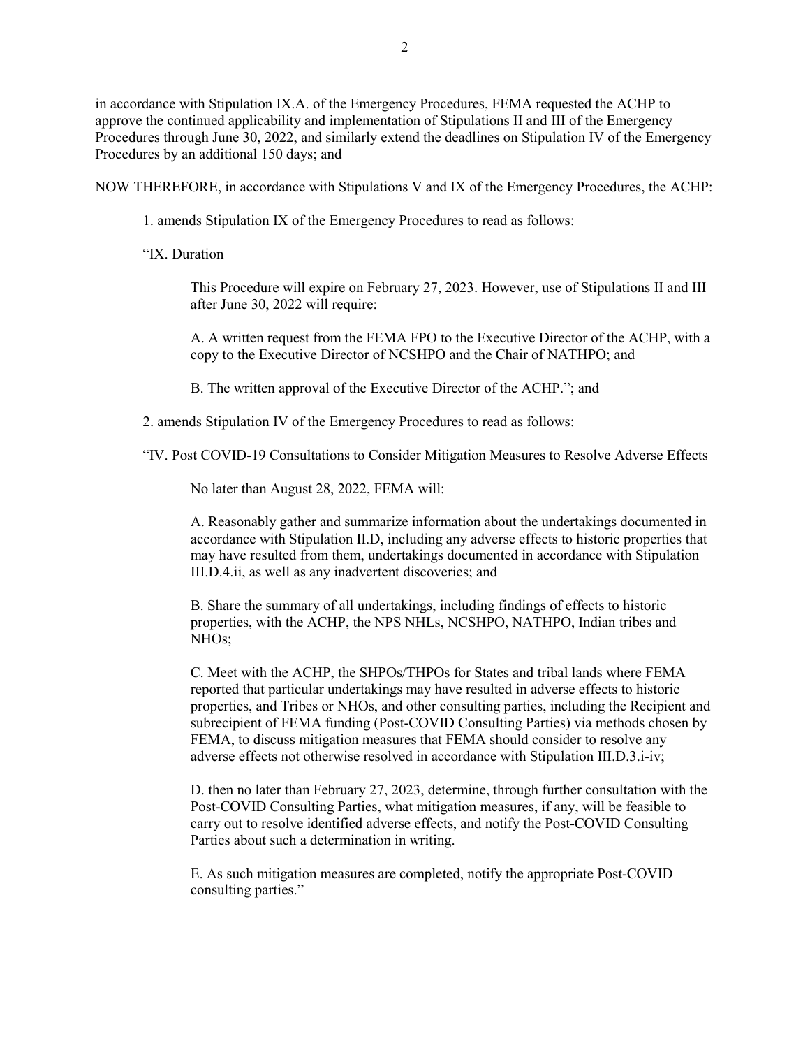in accordance with Stipulation IX.A. of the Emergency Procedures, FEMA requested the ACHP to approve the continued applicability and implementation of Stipulations II and III of the Emergency Procedures through June 30, 2022, and similarly extend the deadlines on Stipulation IV of the Emergency Procedures by an additional 150 days; and

NOW THEREFORE, in accordance with Stipulations V and IX of the Emergency Procedures, the ACHP:

1. amends Stipulation IX of the Emergency Procedures to read as follows:

"IX. Duration

> This Procedure will expire on February 27, 2023. However, use of Stipulations II and III after June 30, 2022 will require:
>
> A. A written request from the FEMA FPO to the Executive Director of the ACHP, with a copy to the Executive Director of NCSHPO and the Chair of NATHPO; and
>
> B. The written approval of the Executive Director of the ACHP."; and

2. amends Stipulation IV of the Emergency Procedures to read as follows:

"IV. Post COVID-19 Consultations to Consider Mitigation Measures to Resolve Adverse Effects

> No later than August 28, 2022, FEMA will:
>
> A. Reasonably gather and summarize information about the undertakings documented in accordance with Stipulation II.D, including any adverse effects to historic properties that may have resulted from them, undertakings documented in accordance with Stipulation III.D.4.ii, as well as any inadvertent discoveries; and
>
> B. Share the summary of all undertakings, including findings of effects to historic properties, with the ACHP, the NPS NHLs, NCSHPO, NATHPO, Indian tribes and NHOs;
>
> C. Meet with the ACHP, the SHPOs/THPOs for States and tribal lands where FEMA reported that particular undertakings may have resulted in adverse effects to historic properties, and Tribes or NHOs, and other consulting parties, including the Recipient and subrecipient of FEMA funding (Post-COVID Consulting Parties) via methods chosen by FEMA, to discuss mitigation measures that FEMA should consider to resolve any adverse effects not otherwise resolved in accordance with Stipulation III.D.3.i-iv;
>
> D. then no later than February 27, 2023, determine, through further consultation with the Post-COVID Consulting Parties, what mitigation measures, if any, will be feasible to carry out to resolve identified adverse effects, and notify the Post-COVID Consulting Parties about such a determination in writing.
>
> E. As such mitigation measures are completed, notify the appropriate Post-COVID consulting parties."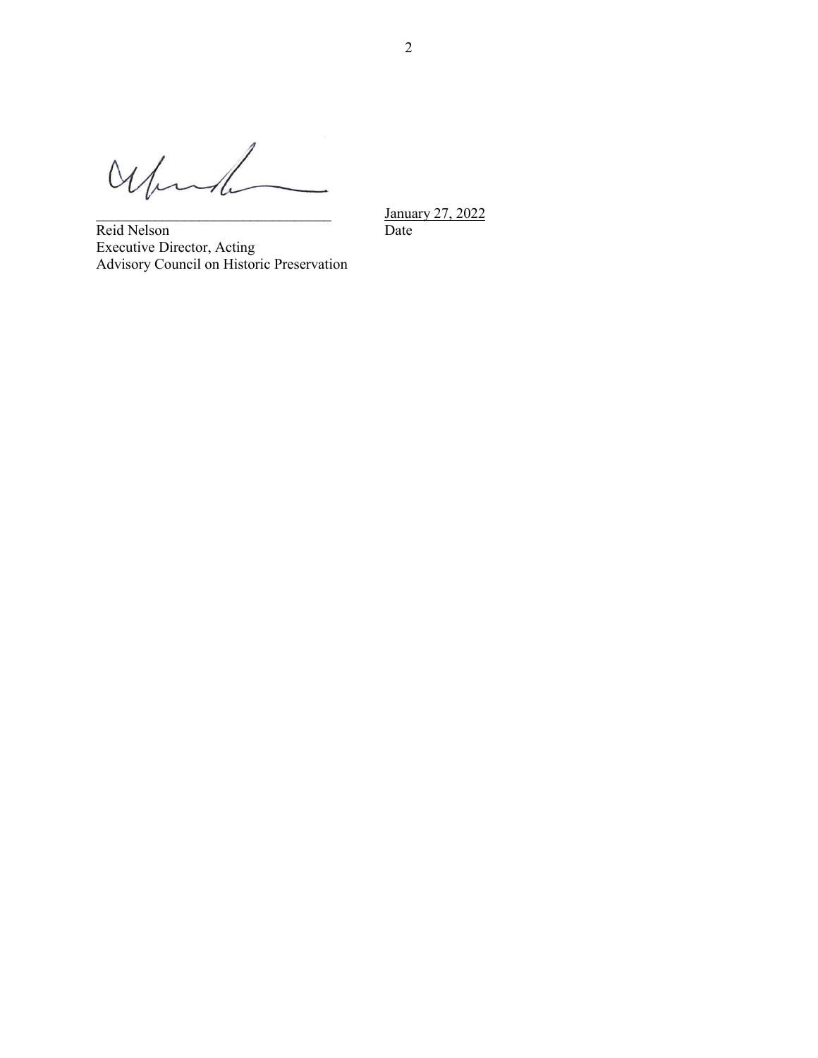\_\_\_\_\_\_\_\_\_\_\_\_\_\_\_\_\_\_\_\_\_\_\_\_\_\_\_\_\_\_\_\_ January 27, 2022

Reid Nelson
Executive Director, Acting
Advisory Council on Historic Preservation

Date